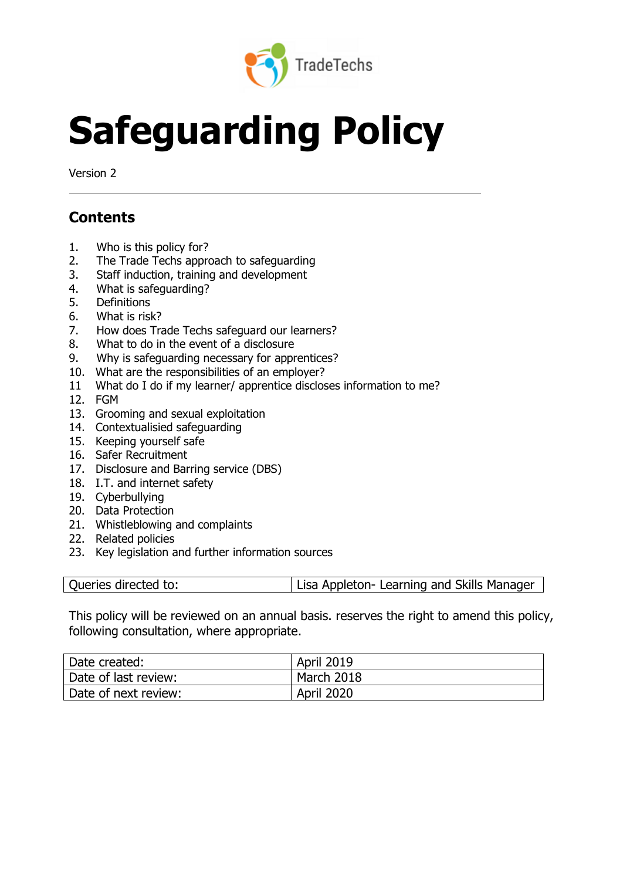TradeTechs

# Safeguarding Policy

Version 2

## Contents

1. Who is this policy for?
2. The Trade Techs approach to safeguarding
3. Staff induction, training and development
4. What is safeguarding?
5. Definitions
6. What is risk?
7. How does Trade Techs safeguard our learners?
8. What to do in the event of a disclosure
9. Why is safeguarding necessary for apprentices?
10. What are the responsibilities of an employer?
11. What do I do if my learner/ apprentice discloses information to me?
12. FGM
13. Grooming and sexual exploitation
14. Contextualisied safeguarding
15. Keeping yourself safe
16. Safer Recruitment
17. Disclosure and Barring service (DBS)
18. I.T. and internet safety
19. Cyberbullying
20. Data Protection
21. Whistleblowing and complaints
22. Related policies
23. Key legislation and further information sources

| Queries directed to: | Lisa Appleton- Learning and Skills Manager |
|---|---|

This policy will be reviewed on an annual basis. reserves the right to amend this policy, following consultation, where appropriate.

| Date created: | April 2019 |
|---|---|
| Date of last review: | March 2018 |
| Date of next review: | April 2020 |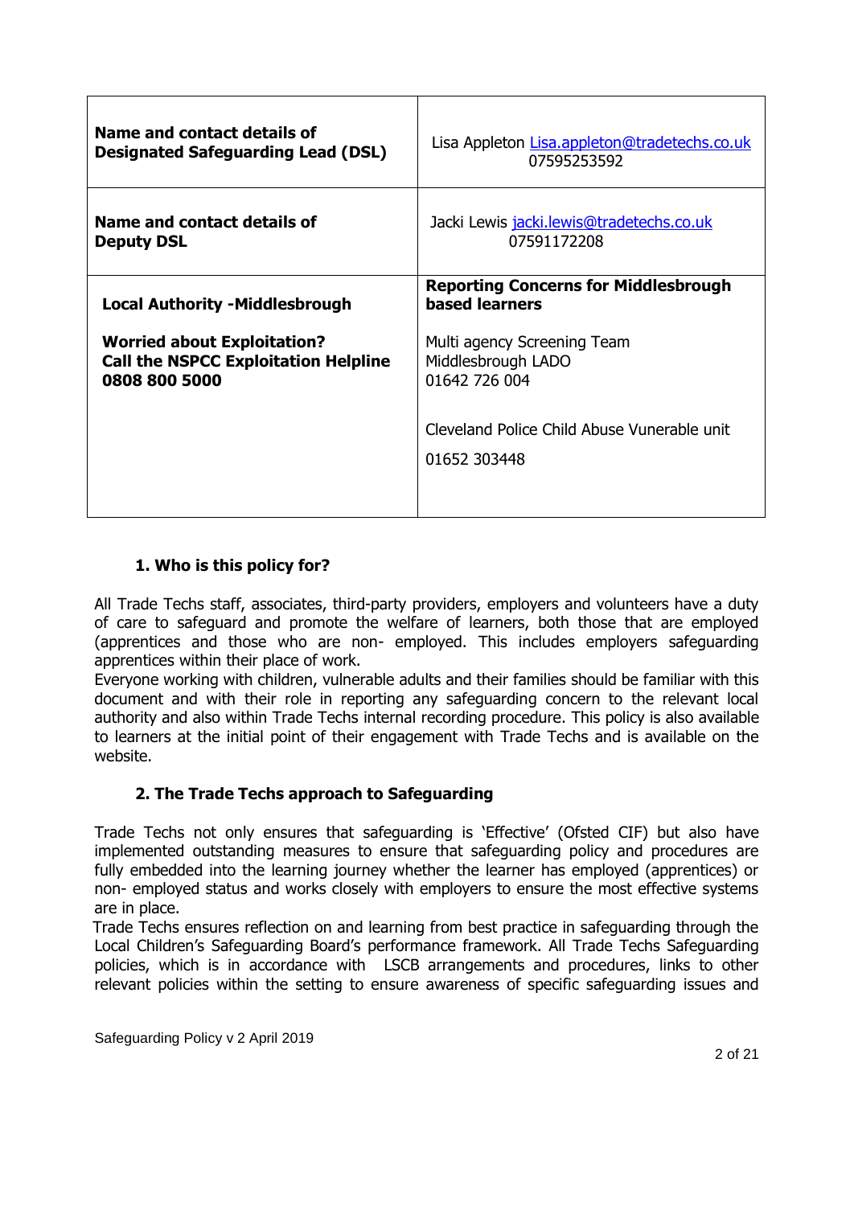| | |
|---|---|
| **Name and contact details of Designated Safeguarding Lead (DSL)** | Lisa Appleton Lisa.appleton@tradetechs.co.uk 07595253592 |
| **Name and contact details of Deputy DSL** | Jacki Lewis jacki.lewis@tradetechs.co.uk 07591172208 |
| **Local Authority -Middlesbrough**<br><br>**Worried about Exploitation? Call the NSPCC Exploitation Helpline 0808 800 5000** | **Reporting Concerns for Middlesbrough based learners**<br><br>Multi agency Screening Team<br>Middlesbrough LADO<br>01642 726 004<br><br>Cleveland Police Child Abuse Vunerable unit<br><br>01652 303448 |

## 1. Who is this policy for?

All Trade Techs staff, associates, third-party providers, employers and volunteers have a duty of care to safeguard and promote the welfare of learners, both those that are employed (apprentices and those who are non- employed. This includes employers safeguarding apprentices within their place of work.

Everyone working with children, vulnerable adults and their families should be familiar with this document and with their role in reporting any safeguarding concern to the relevant local authority and also within Trade Techs internal recording procedure. This policy is also available to learners at the initial point of their engagement with Trade Techs and is available on the website.

## 2. The Trade Techs approach to Safeguarding

Trade Techs not only ensures that safeguarding is 'Effective' (Ofsted CIF) but also have implemented outstanding measures to ensure that safeguarding policy and procedures are fully embedded into the learning journey whether the learner has employed (apprentices) or non- employed status and works closely with employers to ensure the most effective systems are in place.

Trade Techs ensures reflection on and learning from best practice in safeguarding through the Local Children's Safeguarding Board's performance framework. All Trade Techs Safeguarding policies, which is in accordance with LSCB arrangements and procedures, links to other relevant policies within the setting to ensure awareness of specific safeguarding issues and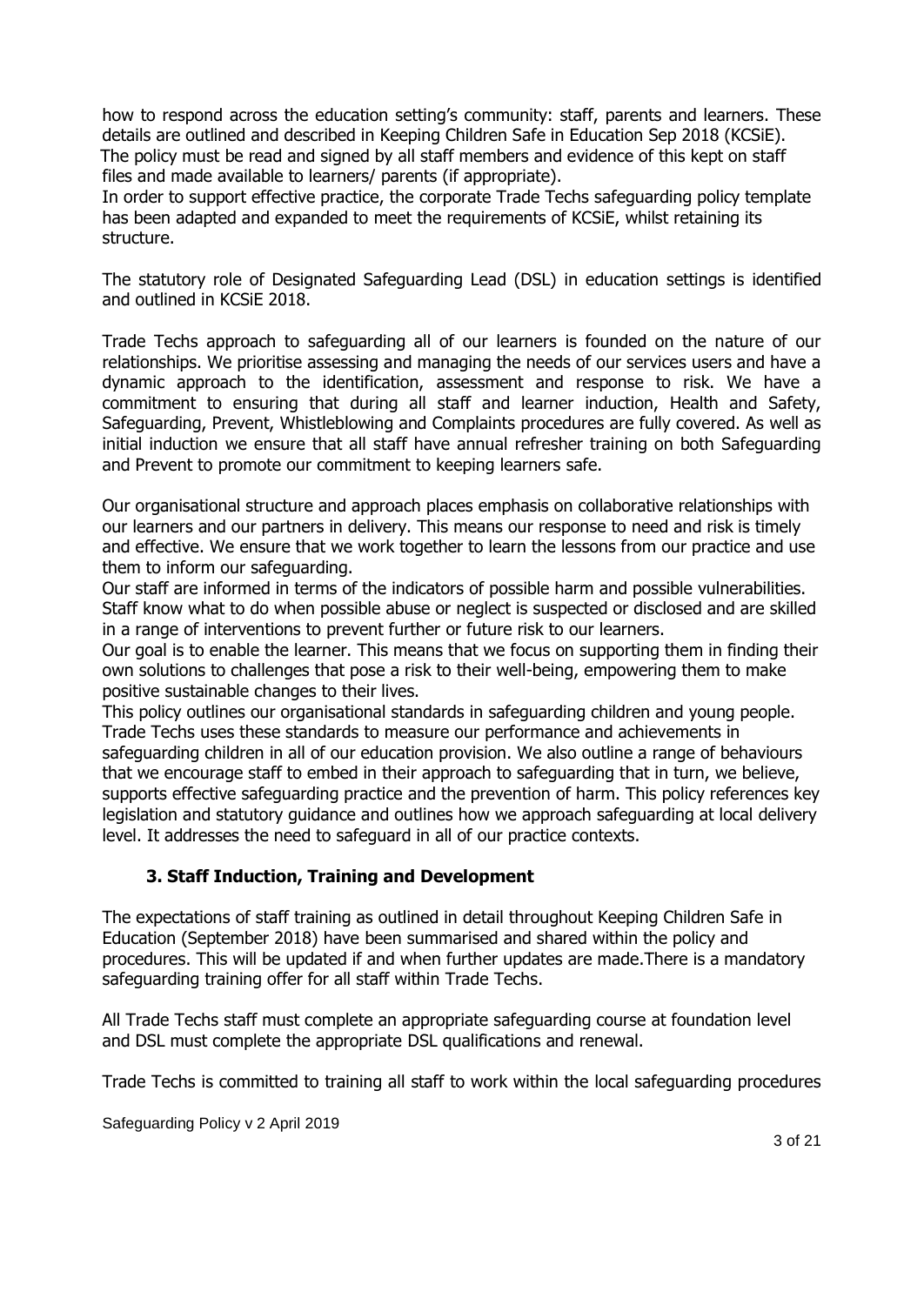how to respond across the education setting's community: staff, parents and learners. These details are outlined and described in Keeping Children Safe in Education Sep 2018 (KCSiE). The policy must be read and signed by all staff members and evidence of this kept on staff files and made available to learners/ parents (if appropriate).

In order to support effective practice, the corporate Trade Techs safeguarding policy template has been adapted and expanded to meet the requirements of KCSiE, whilst retaining its structure.

The statutory role of Designated Safeguarding Lead (DSL) in education settings is identified and outlined in KCSiE 2018.

Trade Techs approach to safeguarding all of our learners is founded on the nature of our relationships. We prioritise assessing and managing the needs of our services users and have a dynamic approach to the identification, assessment and response to risk. We have a commitment to ensuring that during all staff and learner induction, Health and Safety, Safeguarding, Prevent, Whistleblowing and Complaints procedures are fully covered. As well as initial induction we ensure that all staff have annual refresher training on both Safeguarding and Prevent to promote our commitment to keeping learners safe.

Our organisational structure and approach places emphasis on collaborative relationships with our learners and our partners in delivery. This means our response to need and risk is timely and effective. We ensure that we work together to learn the lessons from our practice and use them to inform our safeguarding.

Our staff are informed in terms of the indicators of possible harm and possible vulnerabilities. Staff know what to do when possible abuse or neglect is suspected or disclosed and are skilled in a range of interventions to prevent further or future risk to our learners.

Our goal is to enable the learner. This means that we focus on supporting them in finding their own solutions to challenges that pose a risk to their well-being, empowering them to make positive sustainable changes to their lives.

This policy outlines our organisational standards in safeguarding children and young people. Trade Techs uses these standards to measure our performance and achievements in safeguarding children in all of our education provision. We also outline a range of behaviours that we encourage staff to embed in their approach to safeguarding that in turn, we believe, supports effective safeguarding practice and the prevention of harm. This policy references key legislation and statutory guidance and outlines how we approach safeguarding at local delivery level. It addresses the need to safeguard in all of our practice contexts.

## 3. Staff Induction, Training and Development

The expectations of staff training as outlined in detail throughout Keeping Children Safe in Education (September 2018) have been summarised and shared within the policy and procedures. This will be updated if and when further updates are made.There is a mandatory safeguarding training offer for all staff within Trade Techs.

All Trade Techs staff must complete an appropriate safeguarding course at foundation level and DSL must complete the appropriate DSL qualifications and renewal.

Trade Techs is committed to training all staff to work within the local safeguarding procedures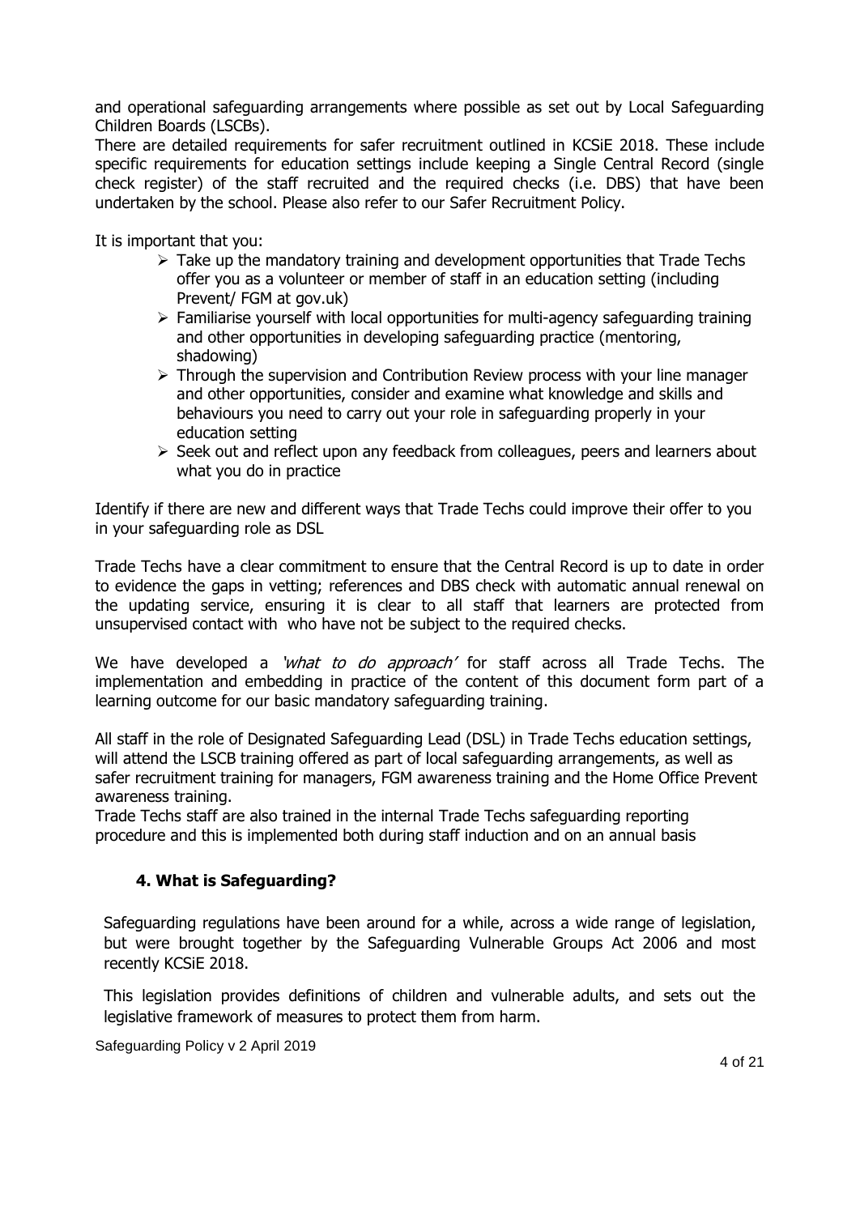and operational safeguarding arrangements where possible as set out by Local Safeguarding Children Boards (LSCBs).

There are detailed requirements for safer recruitment outlined in KCSiE 2018. These include specific requirements for education settings include keeping a Single Central Record (single check register) of the staff recruited and the required checks (i.e. DBS) that have been undertaken by the school. Please also refer to our Safer Recruitment Policy.

It is important that you:

- Take up the mandatory training and development opportunities that Trade Techs offer you as a volunteer or member of staff in an education setting (including Prevent/ FGM at gov.uk)
- Familiarise yourself with local opportunities for multi-agency safeguarding training and other opportunities in developing safeguarding practice (mentoring, shadowing)
- Through the supervision and Contribution Review process with your line manager and other opportunities, consider and examine what knowledge and skills and behaviours you need to carry out your role in safeguarding properly in your education setting
- Seek out and reflect upon any feedback from colleagues, peers and learners about what you do in practice

Identify if there are new and different ways that Trade Techs could improve their offer to you in your safeguarding role as DSL

Trade Techs have a clear commitment to ensure that the Central Record is up to date in order to evidence the gaps in vetting; references and DBS check with automatic annual renewal on the updating service, ensuring it is clear to all staff that learners are protected from unsupervised contact with who have not be subject to the required checks.

We have developed a *'what to do approach'* for staff across all Trade Techs. The implementation and embedding in practice of the content of this document form part of a learning outcome for our basic mandatory safeguarding training.

All staff in the role of Designated Safeguarding Lead (DSL) in Trade Techs education settings, will attend the LSCB training offered as part of local safeguarding arrangements, as well as safer recruitment training for managers, FGM awareness training and the Home Office Prevent awareness training.

Trade Techs staff are also trained in the internal Trade Techs safeguarding reporting procedure and this is implemented both during staff induction and on an annual basis

## 4. What is Safeguarding?

Safeguarding regulations have been around for a while, across a wide range of legislation, but were brought together by the Safeguarding Vulnerable Groups Act 2006 and most recently KCSiE 2018.

This legislation provides definitions of children and vulnerable adults, and sets out the legislative framework of measures to protect them from harm.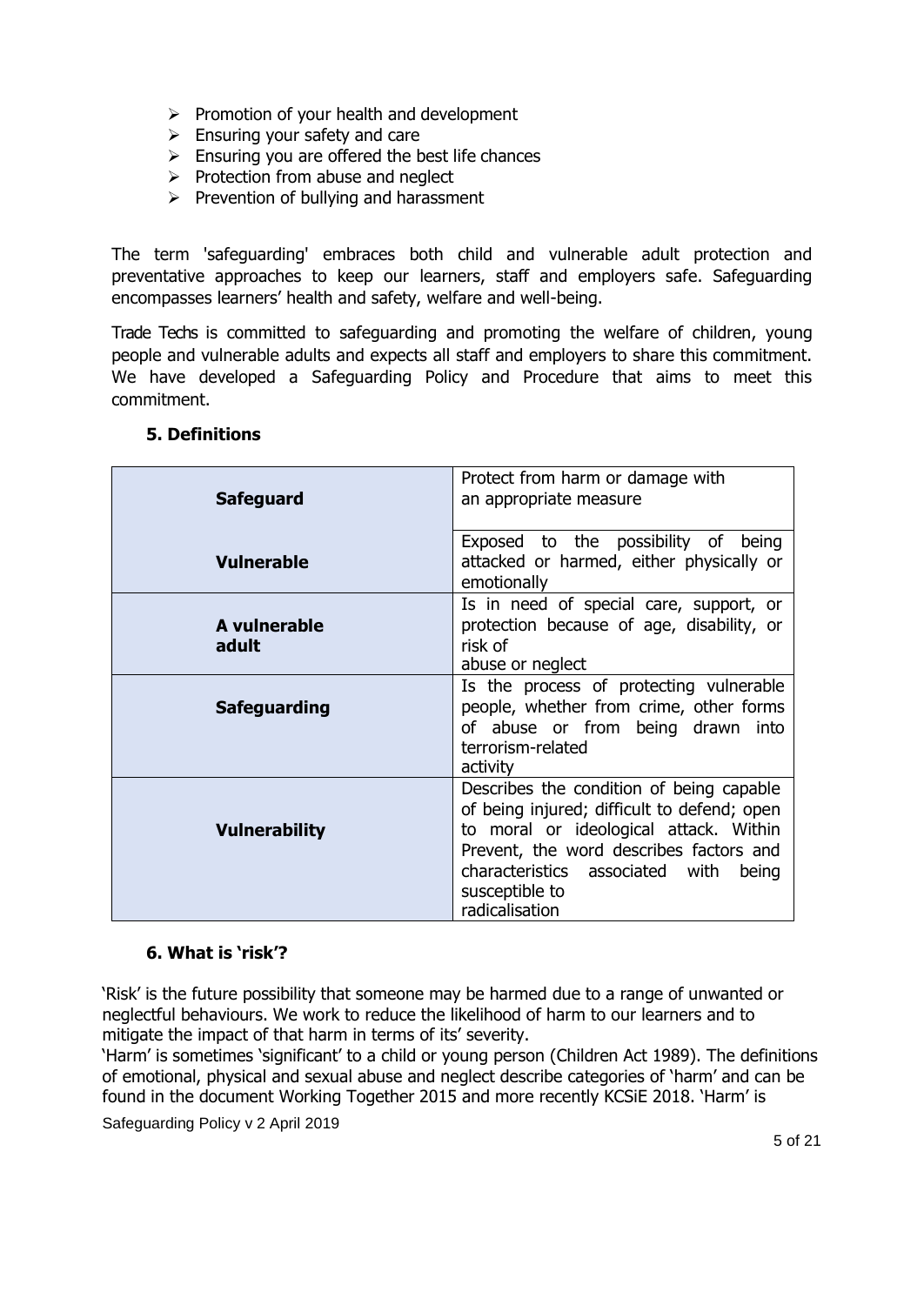- Promotion of your health and development
- Ensuring your safety and care
- Ensuring you are offered the best life chances
- Protection from abuse and neglect
- Prevention of bullying and harassment

The term 'safeguarding' embraces both child and vulnerable adult protection and preventative approaches to keep our learners, staff and employers safe. Safeguarding encompasses learners' health and safety, welfare and well-being.

Trade Techs is committed to safeguarding and promoting the welfare of children, young people and vulnerable adults and expects all staff and employers to share this commitment. We have developed a Safeguarding Policy and Procedure that aims to meet this commitment.

## 5. Definitions

| | |
|---|---|
| **Safeguard** | Protect from harm or damage with an appropriate measure |
| **Vulnerable** | Exposed to the possibility of being attacked or harmed, either physically or emotionally |
| **A vulnerable adult** | Is in need of special care, support, or protection because of age, disability, or risk of abuse or neglect |
| **Safeguarding** | Is the process of protecting vulnerable people, whether from crime, other forms of abuse or from being drawn into terrorism-related activity |
| **Vulnerability** | Describes the condition of being capable of being injured; difficult to defend; open to moral or ideological attack. Within Prevent, the word describes factors and characteristics associated with being susceptible to radicalisation |

## 6. What is 'risk'?

'Risk' is the future possibility that someone may be harmed due to a range of unwanted or neglectful behaviours. We work to reduce the likelihood of harm to our learners and to mitigate the impact of that harm in terms of its' severity.

'Harm' is sometimes 'significant' to a child or young person (Children Act 1989). The definitions of emotional, physical and sexual abuse and neglect describe categories of 'harm' and can be found in the document Working Together 2015 and more recently KCSiE 2018. 'Harm' is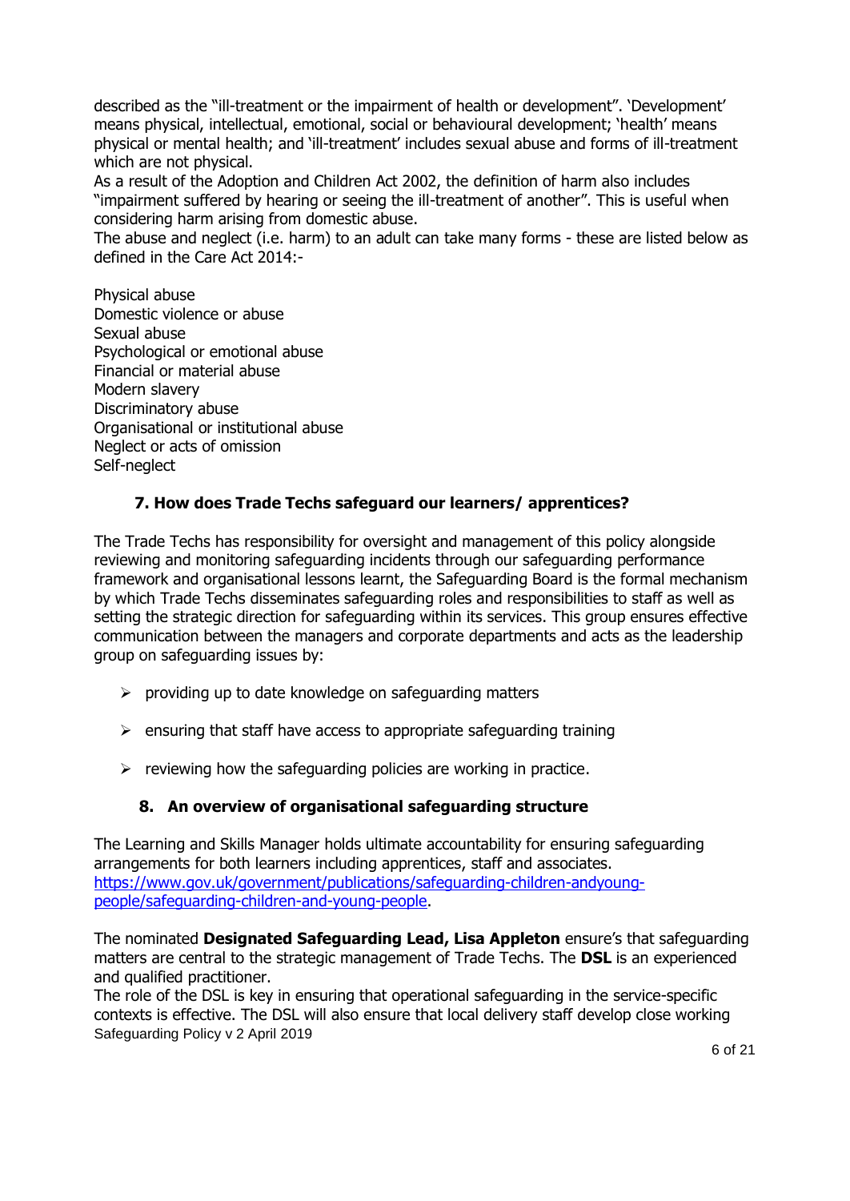described as the "ill-treatment or the impairment of health or development". 'Development' means physical, intellectual, emotional, social or behavioural development; 'health' means physical or mental health; and 'ill-treatment' includes sexual abuse and forms of ill-treatment which are not physical.

As a result of the Adoption and Children Act 2002, the definition of harm also includes "impairment suffered by hearing or seeing the ill-treatment of another". This is useful when considering harm arising from domestic abuse.

The abuse and neglect (i.e. harm) to an adult can take many forms - these are listed below as defined in the Care Act 2014:-

Physical abuse
Domestic violence or abuse
Sexual abuse
Psychological or emotional abuse
Financial or material abuse
Modern slavery
Discriminatory abuse
Organisational or institutional abuse
Neglect or acts of omission
Self-neglect

## 7. How does Trade Techs safeguard our learners/ apprentices?

The Trade Techs has responsibility for oversight and management of this policy alongside reviewing and monitoring safeguarding incidents through our safeguarding performance framework and organisational lessons learnt, the Safeguarding Board is the formal mechanism by which Trade Techs disseminates safeguarding roles and responsibilities to staff as well as setting the strategic direction for safeguarding within its services. This group ensures effective communication between the managers and corporate departments and acts as the leadership group on safeguarding issues by:

- providing up to date knowledge on safeguarding matters
- ensuring that staff have access to appropriate safeguarding training
- reviewing how the safeguarding policies are working in practice.

## 8. An overview of organisational safeguarding structure

The Learning and Skills Manager holds ultimate accountability for ensuring safeguarding arrangements for both learners including apprentices, staff and associates. [https://www.gov.uk/government/publications/safeguarding-children-andyoung-people/safeguarding-children-and-young-people](https://www.gov.uk/government/publications/safeguarding-children-andyoung-people/safeguarding-children-and-young-people).

The nominated **Designated Safeguarding Lead, Lisa Appleton** ensure's that safeguarding matters are central to the strategic management of Trade Techs. The **DSL** is an experienced and qualified practitioner.

The role of the DSL is key in ensuring that operational safeguarding in the service-specific contexts is effective. The DSL will also ensure that local delivery staff develop close working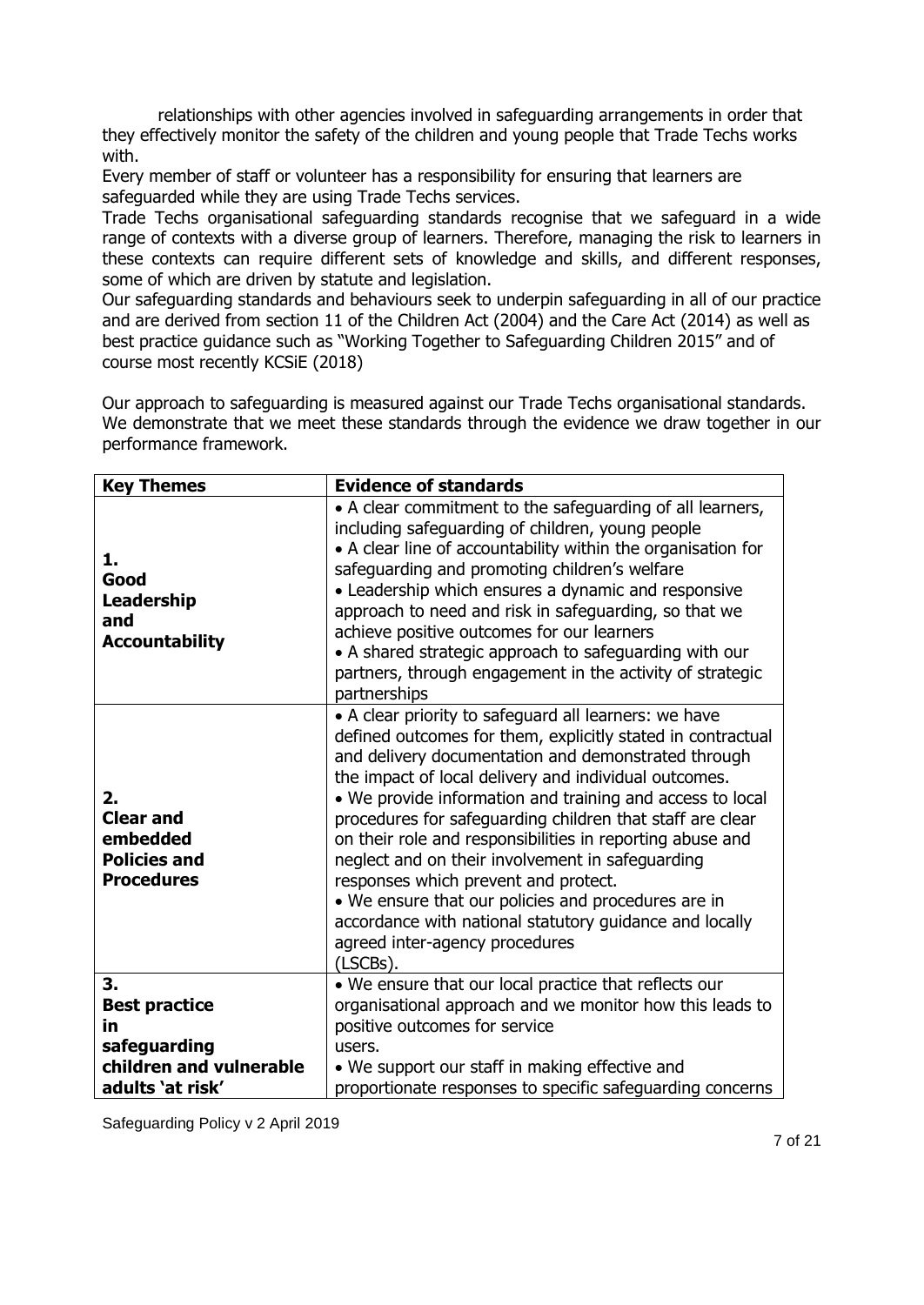relationships with other agencies involved in safeguarding arrangements in order that they effectively monitor the safety of the children and young people that Trade Techs works with.

Every member of staff or volunteer has a responsibility for ensuring that learners are safeguarded while they are using Trade Techs services.

Trade Techs organisational safeguarding standards recognise that we safeguard in a wide range of contexts with a diverse group of learners. Therefore, managing the risk to learners in these contexts can require different sets of knowledge and skills, and different responses, some of which are driven by statute and legislation.

Our safeguarding standards and behaviours seek to underpin safeguarding in all of our practice and are derived from section 11 of the Children Act (2004) and the Care Act (2014) as well as best practice guidance such as "Working Together to Safeguarding Children 2015" and of course most recently KCSiE (2018)

Our approach to safeguarding is measured against our Trade Techs organisational standards. We demonstrate that we meet these standards through the evidence we draw together in our performance framework.

| Key Themes | Evidence of standards |
|---|---|
| **1. Good Leadership and Accountability** | • A clear commitment to the safeguarding of all learners, including safeguarding of children, young people<br>• A clear line of accountability within the organisation for safeguarding and promoting children's welfare<br>• Leadership which ensures a dynamic and responsive approach to need and risk in safeguarding, so that we achieve positive outcomes for our learners<br>• A shared strategic approach to safeguarding with our partners, through engagement in the activity of strategic partnerships |
| **2. Clear and embedded Policies and Procedures** | • A clear priority to safeguard all learners: we have defined outcomes for them, explicitly stated in contractual and delivery documentation and demonstrated through the impact of local delivery and individual outcomes.<br>• We provide information and training and access to local procedures for safeguarding children that staff are clear on their role and responsibilities in reporting abuse and neglect and on their involvement in safeguarding responses which prevent and protect.<br>• We ensure that our policies and procedures are in accordance with national statutory guidance and locally agreed inter-agency procedures (LSCBs). |
| **3. Best practice in safeguarding children and vulnerable adults 'at risk'** | • We ensure that our local practice that reflects our organisational approach and we monitor how this leads to positive outcomes for service users.<br>• We support our staff in making effective and proportionate responses to specific safeguarding concerns |

Safeguarding Policy v 2 April 2019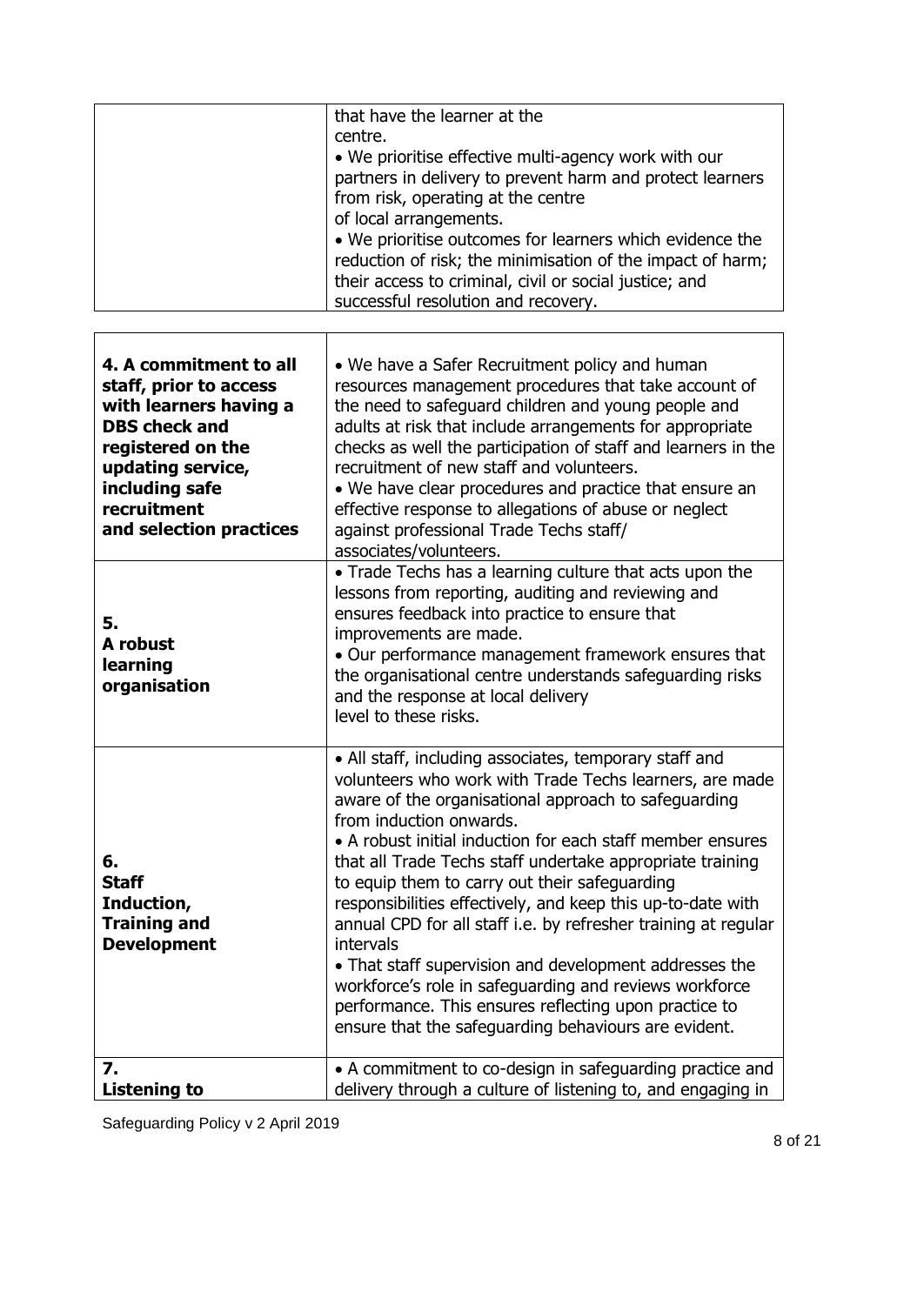| | |
|---|---|
| | that have the learner at the centre.<br>• We prioritise effective multi-agency work with our partners in delivery to prevent harm and protect learners from risk, operating at the centre of local arrangements.<br>• We prioritise outcomes for learners which evidence the reduction of risk; the minimisation of the impact of harm; their access to criminal, civil or social justice; and successful resolution and recovery. |

| | |
|---|---|
| **4. A commitment to all staff, prior to access with learners having a DBS check and registered on the updating service, including safe recruitment and selection practices** | • We have a Safer Recruitment policy and human resources management procedures that take account of the need to safeguard children and young people and adults at risk that include arrangements for appropriate checks as well the participation of staff and learners in the recruitment of new staff and volunteers.<br>• We have clear procedures and practice that ensure an effective response to allegations of abuse or neglect against professional Trade Techs staff/ associates/volunteers. |
| **5. A robust learning organisation** | • Trade Techs has a learning culture that acts upon the lessons from reporting, auditing and reviewing and ensures feedback into practice to ensure that improvements are made.<br>• Our performance management framework ensures that the organisational centre understands safeguarding risks and the response at local delivery level to these risks. |
| **6. Staff Induction, Training and Development** | • All staff, including associates, temporary staff and volunteers who work with Trade Techs learners, are made aware of the organisational approach to safeguarding from induction onwards.<br>• A robust initial induction for each staff member ensures that all Trade Techs staff undertake appropriate training to equip them to carry out their safeguarding responsibilities effectively, and keep this up-to-date with annual CPD for all staff i.e. by refresher training at regular intervals<br>• That staff supervision and development addresses the workforce's role in safeguarding and reviews workforce performance. This ensures reflecting upon practice to ensure that the safeguarding behaviours are evident. |
| **7. Listening to** | • A commitment to co-design in safeguarding practice and delivery through a culture of listening to, and engaging in |

Safeguarding Policy v 2 April 2019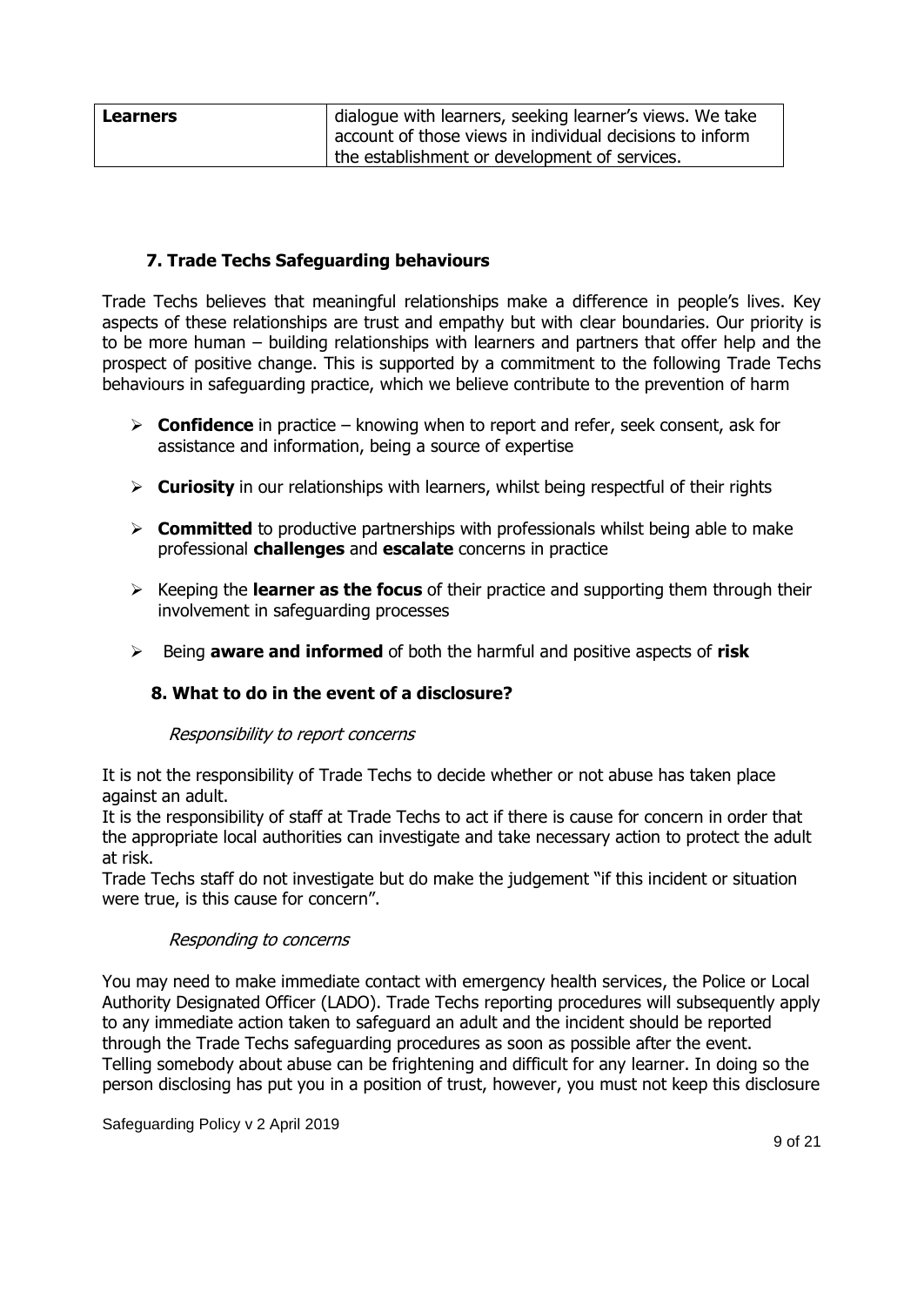| Learners | dialogue with learners, seeking learner's views. We take account of those views in individual decisions to inform the establishment or development of services. |
|---|---|

## 7. Trade Techs Safeguarding behaviours

Trade Techs believes that meaningful relationships make a difference in people's lives. Key aspects of these relationships are trust and empathy but with clear boundaries. Our priority is to be more human – building relationships with learners and partners that offer help and the prospect of positive change. This is supported by a commitment to the following Trade Techs behaviours in safeguarding practice, which we believe contribute to the prevention of harm

- **Confidence** in practice – knowing when to report and refer, seek consent, ask for assistance and information, being a source of expertise
- **Curiosity** in our relationships with learners, whilst being respectful of their rights
- **Committed** to productive partnerships with professionals whilst being able to make professional **challenges** and **escalate** concerns in practice
- Keeping the **learner as the focus** of their practice and supporting them through their involvement in safeguarding processes
- Being **aware and informed** of both the harmful and positive aspects of **risk**

## 8. What to do in the event of a disclosure?

*Responsibility to report concerns*

It is not the responsibility of Trade Techs to decide whether or not abuse has taken place against an adult.
It is the responsibility of staff at Trade Techs to act if there is cause for concern in order that the appropriate local authorities can investigate and take necessary action to protect the adult at risk.
Trade Techs staff do not investigate but do make the judgement "if this incident or situation were true, is this cause for concern".

*Responding to concerns*

You may need to make immediate contact with emergency health services, the Police or Local Authority Designated Officer (LADO). Trade Techs reporting procedures will subsequently apply to any immediate action taken to safeguard an adult and the incident should be reported through the Trade Techs safeguarding procedures as soon as possible after the event.
Telling somebody about abuse can be frightening and difficult for any learner. In doing so the person disclosing has put you in a position of trust, however, you must not keep this disclosure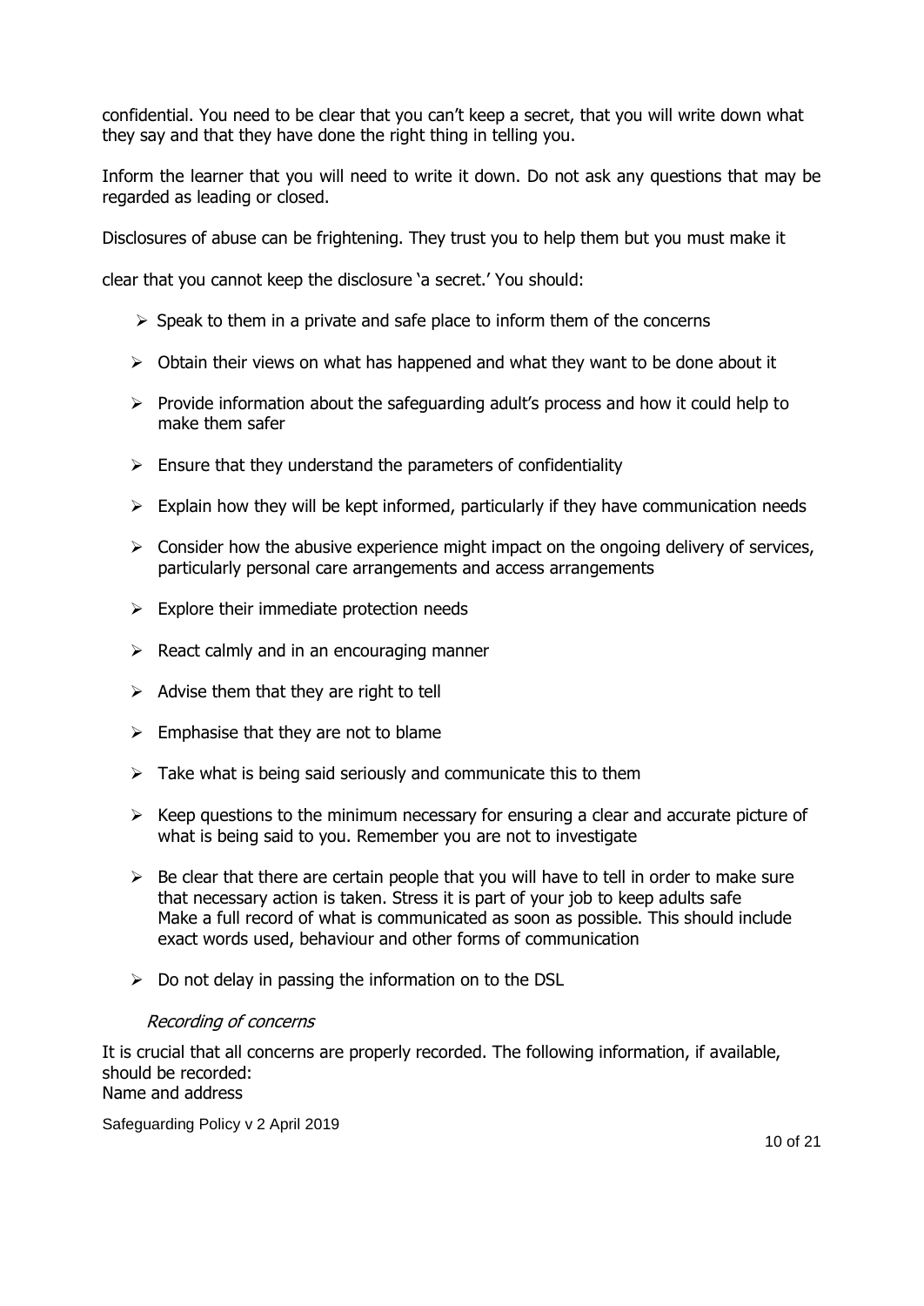confidential. You need to be clear that you can't keep a secret, that you will write down what they say and that they have done the right thing in telling you.

Inform the learner that you will need to write it down. Do not ask any questions that may be regarded as leading or closed.

Disclosures of abuse can be frightening. They trust you to help them but you must make it

clear that you cannot keep the disclosure 'a secret.' You should:

- Speak to them in a private and safe place to inform them of the concerns
- Obtain their views on what has happened and what they want to be done about it
- Provide information about the safeguarding adult's process and how it could help to make them safer
- Ensure that they understand the parameters of confidentiality
- Explain how they will be kept informed, particularly if they have communication needs
- Consider how the abusive experience might impact on the ongoing delivery of services, particularly personal care arrangements and access arrangements
- Explore their immediate protection needs
- React calmly and in an encouraging manner
- Advise them that they are right to tell
- Emphasise that they are not to blame
- Take what is being said seriously and communicate this to them
- Keep questions to the minimum necessary for ensuring a clear and accurate picture of what is being said to you. Remember you are not to investigate
- Be clear that there are certain people that you will have to tell in order to make sure that necessary action is taken. Stress it is part of your job to keep adults safe  
  Make a full record of what is communicated as soon as possible. This should include exact words used, behaviour and other forms of communication
- Do not delay in passing the information on to the DSL

### *Recording of concerns*

It is crucial that all concerns are properly recorded. The following information, if available, should be recorded:  
Name and address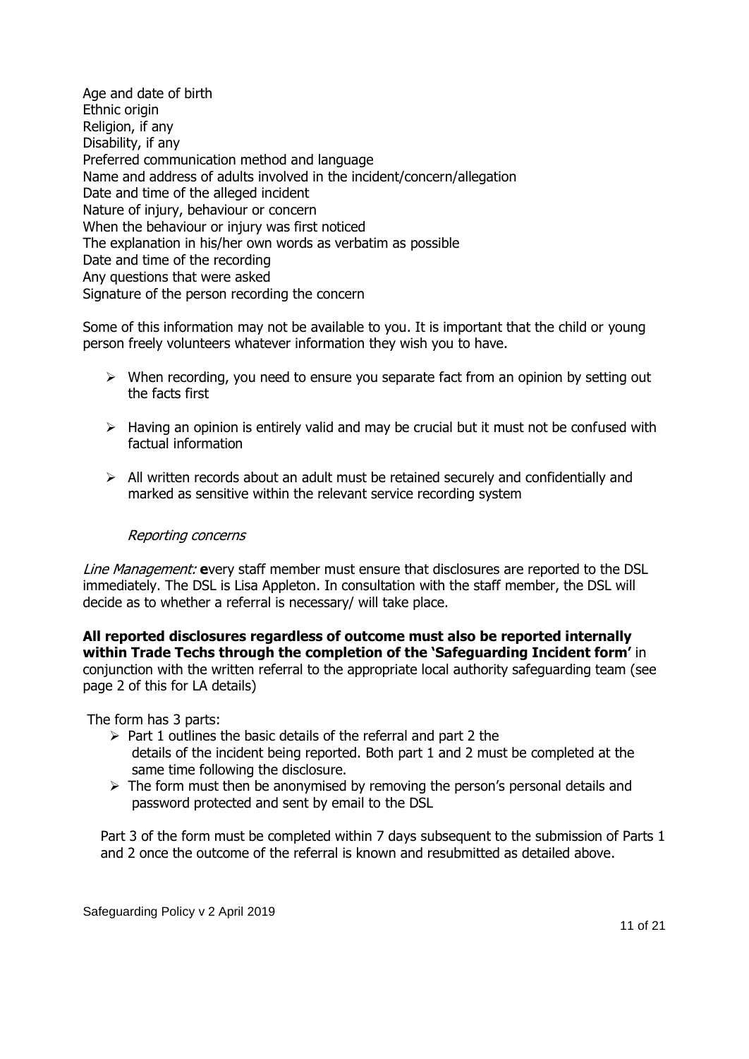Age and date of birth
Ethnic origin
Religion, if any
Disability, if any
Preferred communication method and language
Name and address of adults involved in the incident/concern/allegation
Date and time of the alleged incident
Nature of injury, behaviour or concern
When the behaviour or injury was first noticed
The explanation in his/her own words as verbatim as possible
Date and time of the recording
Any questions that were asked
Signature of the person recording the concern

Some of this information may not be available to you. It is important that the child or young person freely volunteers whatever information they wish you to have.

- When recording, you need to ensure you separate fact from an opinion by setting out the facts first
- Having an opinion is entirely valid and may be crucial but it must not be confused with factual information
- All written records about an adult must be retained securely and confidentially and marked as sensitive within the relevant service recording system

*Reporting concerns*

*Line Management:* **e**very staff member must ensure that disclosures are reported to the DSL immediately. The DSL is Lisa Appleton. In consultation with the staff member, the DSL will decide as to whether a referral is necessary/ will take place.

**All reported disclosures regardless of outcome must also be reported internally within Trade Techs through the completion of the 'Safeguarding Incident form'** in conjunction with the written referral to the appropriate local authority safeguarding team (see page 2 of this for LA details)

The form has 3 parts:

- Part 1 outlines the basic details of the referral and part 2 the details of the incident being reported. Both part 1 and 2 must be completed at the same time following the disclosure.
- The form must then be anonymised by removing the person's personal details and password protected and sent by email to the DSL

Part 3 of the form must be completed within 7 days subsequent to the submission of Parts 1 and 2 once the outcome of the referral is known and resubmitted as detailed above.

Safeguarding Policy v 2 April 2019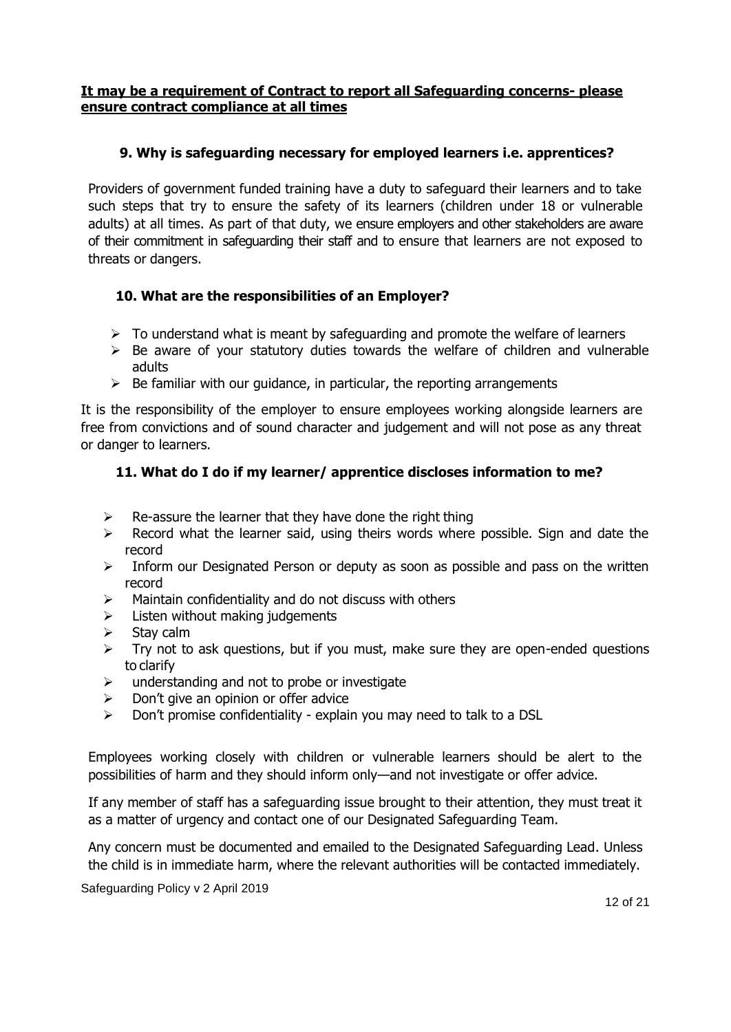**It may be a requirement of Contract to report all Safeguarding concerns- please ensure contract compliance at all times**

## 9. Why is safeguarding necessary for employed learners i.e. apprentices?

Providers of government funded training have a duty to safeguard their learners and to take such steps that try to ensure the safety of its learners (children under 18 or vulnerable adults) at all times. As part of that duty, we ensure employers and other stakeholders are aware of their commitment in safeguarding their staff and to ensure that learners are not exposed to threats or dangers.

## 10. What are the responsibilities of an Employer?

- To understand what is meant by safeguarding and promote the welfare of learners
- Be aware of your statutory duties towards the welfare of children and vulnerable adults
- Be familiar with our guidance, in particular, the reporting arrangements

It is the responsibility of the employer to ensure employees working alongside learners are free from convictions and of sound character and judgement and will not pose as any threat or danger to learners.

## 11. What do I do if my learner/ apprentice discloses information to me?

- Re-assure the learner that they have done the right thing
- Record what the learner said, using theirs words where possible. Sign and date the record
- Inform our Designated Person or deputy as soon as possible and pass on the written record
- Maintain confidentiality and do not discuss with others
- Listen without making judgements
- Stay calm
- Try not to ask questions, but if you must, make sure they are open-ended questions to clarify
- understanding and not to probe or investigate
- Don't give an opinion or offer advice
- Don't promise confidentiality - explain you may need to talk to a DSL

Employees working closely with children or vulnerable learners should be alert to the possibilities of harm and they should inform only—and not investigate or offer advice.

If any member of staff has a safeguarding issue brought to their attention, they must treat it as a matter of urgency and contact one of our Designated Safeguarding Team.

Any concern must be documented and emailed to the Designated Safeguarding Lead. Unless the child is in immediate harm, where the relevant authorities will be contacted immediately.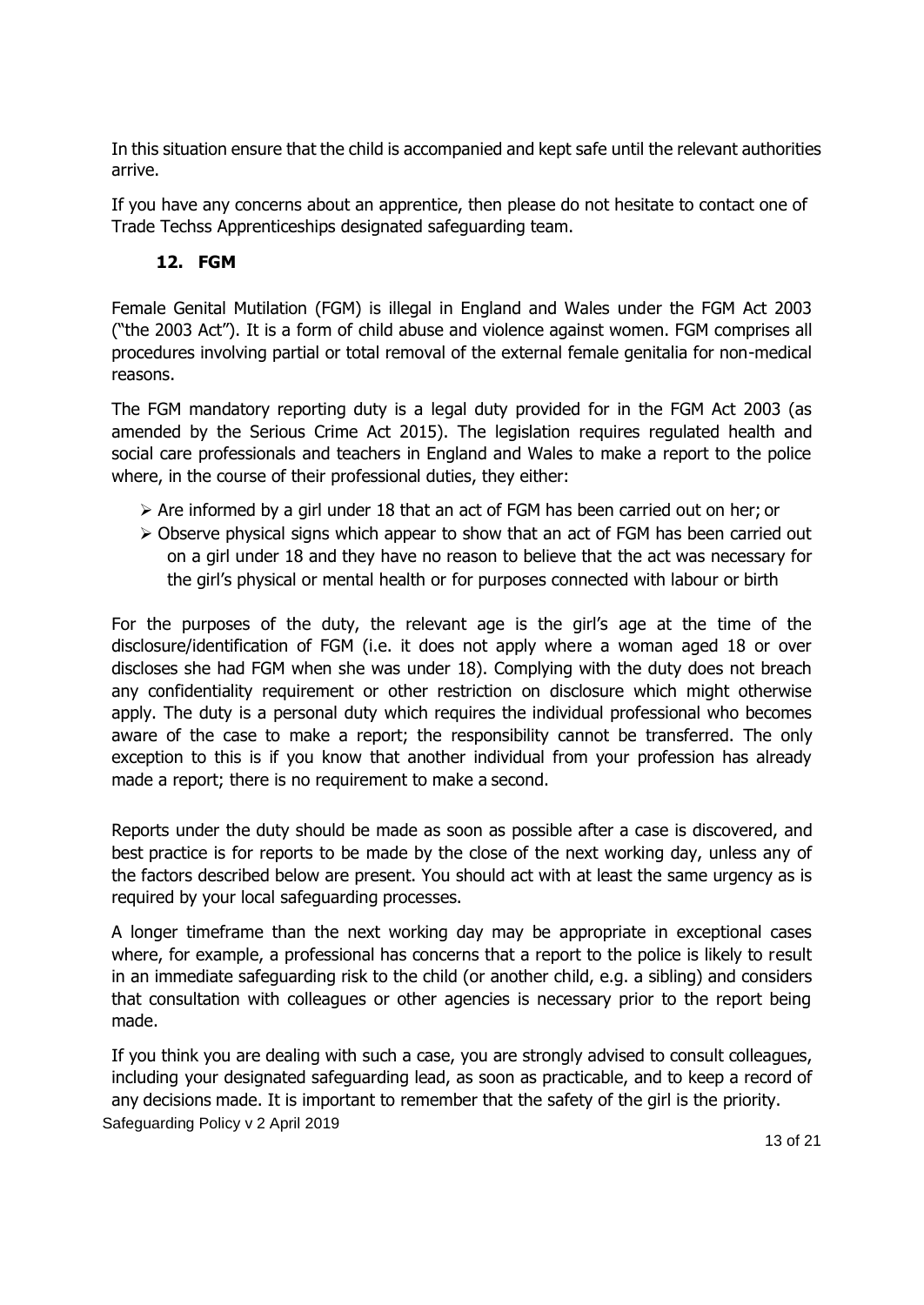In this situation ensure that the child is accompanied and kept safe until the relevant authorities arrive.

If you have any concerns about an apprentice, then please do not hesitate to contact one of Trade Techss Apprenticeships designated safeguarding team.

## 12. FGM

Female Genital Mutilation (FGM) is illegal in England and Wales under the FGM Act 2003 ("the 2003 Act"). It is a form of child abuse and violence against women. FGM comprises all procedures involving partial or total removal of the external female genitalia for non-medical reasons.

The FGM mandatory reporting duty is a legal duty provided for in the FGM Act 2003 (as amended by the Serious Crime Act 2015). The legislation requires regulated health and social care professionals and teachers in England and Wales to make a report to the police where, in the course of their professional duties, they either:

- Are informed by a girl under 18 that an act of FGM has been carried out on her; or
- Observe physical signs which appear to show that an act of FGM has been carried out on a girl under 18 and they have no reason to believe that the act was necessary for the girl's physical or mental health or for purposes connected with labour or birth

For the purposes of the duty, the relevant age is the girl's age at the time of the disclosure/identification of FGM (i.e. it does not apply where a woman aged 18 or over discloses she had FGM when she was under 18). Complying with the duty does not breach any confidentiality requirement or other restriction on disclosure which might otherwise apply. The duty is a personal duty which requires the individual professional who becomes aware of the case to make a report; the responsibility cannot be transferred. The only exception to this is if you know that another individual from your profession has already made a report; there is no requirement to make a second.

Reports under the duty should be made as soon as possible after a case is discovered, and best practice is for reports to be made by the close of the next working day, unless any of the factors described below are present. You should act with at least the same urgency as is required by your local safeguarding processes.

A longer timeframe than the next working day may be appropriate in exceptional cases where, for example, a professional has concerns that a report to the police is likely to result in an immediate safeguarding risk to the child (or another child, e.g. a sibling) and considers that consultation with colleagues or other agencies is necessary prior to the report being made.

If you think you are dealing with such a case, you are strongly advised to consult colleagues, including your designated safeguarding lead, as soon as practicable, and to keep a record of any decisions made. It is important to remember that the safety of the girl is the priority.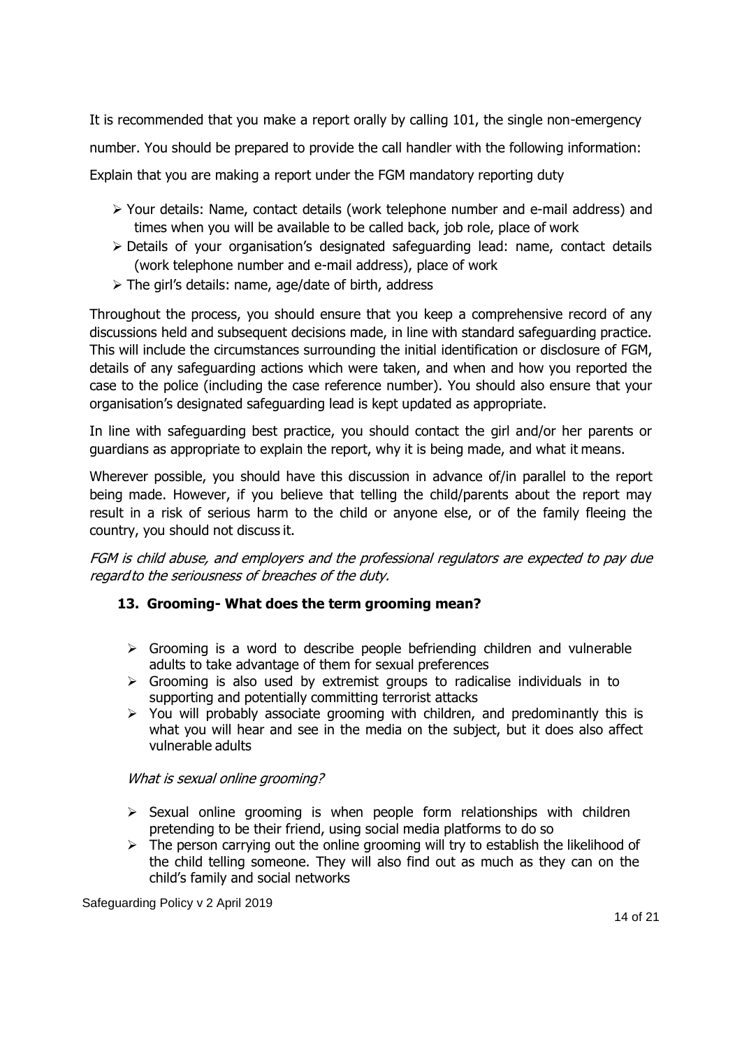It is recommended that you make a report orally by calling 101, the single non-emergency number. You should be prepared to provide the call handler with the following information:

Explain that you are making a report under the FGM mandatory reporting duty

- Your details: Name, contact details (work telephone number and e-mail address) and times when you will be available to be called back, job role, place of work
- Details of your organisation's designated safeguarding lead: name, contact details (work telephone number and e-mail address), place of work
- The girl's details: name, age/date of birth, address

Throughout the process, you should ensure that you keep a comprehensive record of any discussions held and subsequent decisions made, in line with standard safeguarding practice. This will include the circumstances surrounding the initial identification or disclosure of FGM, details of any safeguarding actions which were taken, and when and how you reported the case to the police (including the case reference number). You should also ensure that your organisation's designated safeguarding lead is kept updated as appropriate.

In line with safeguarding best practice, you should contact the girl and/or her parents or guardians as appropriate to explain the report, why it is being made, and what it means.

Wherever possible, you should have this discussion in advance of/in parallel to the report being made. However, if you believe that telling the child/parents about the report may result in a risk of serious harm to the child or anyone else, or of the family fleeing the country, you should not discuss it.

*FGM is child abuse, and employers and the professional regulators are expected to pay due regard to the seriousness of breaches of the duty.*

## 13. Grooming- What does the term grooming mean?

- Grooming is a word to describe people befriending children and vulnerable adults to take advantage of them for sexual preferences
- Grooming is also used by extremist groups to radicalise individuals in to supporting and potentially committing terrorist attacks
- You will probably associate grooming with children, and predominantly this is what you will hear and see in the media on the subject, but it does also affect vulnerable adults

*What is sexual online grooming?*

- Sexual online grooming is when people form relationships with children pretending to be their friend, using social media platforms to do so
- The person carrying out the online grooming will try to establish the likelihood of the child telling someone. They will also find out as much as they can on the child's family and social networks

Safeguarding Policy v 2 April 2019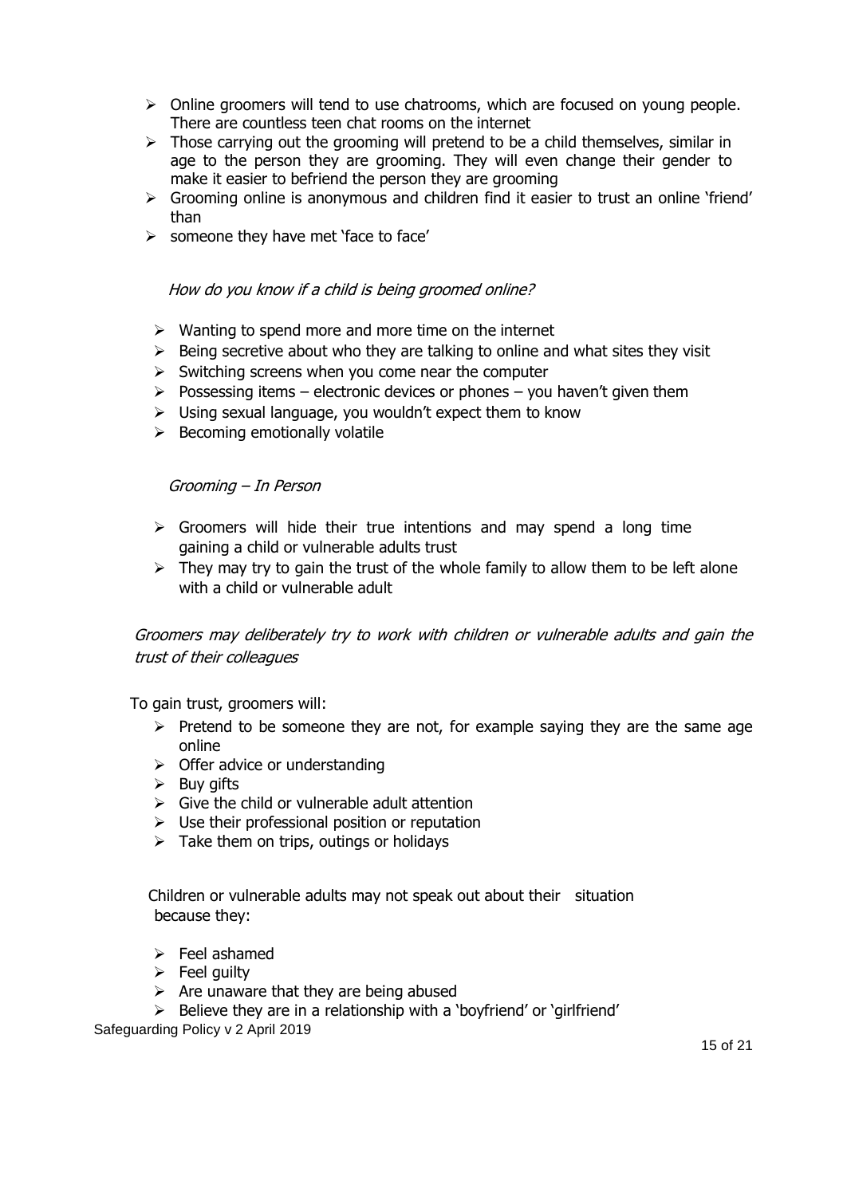- Online groomers will tend to use chatrooms, which are focused on young people. There are countless teen chat rooms on the internet
- Those carrying out the grooming will pretend to be a child themselves, similar in age to the person they are grooming. They will even change their gender to make it easier to befriend the person they are grooming
- Grooming online is anonymous and children find it easier to trust an online 'friend' than
- someone they have met 'face to face'

*How do you know if a child is being groomed online?*

- Wanting to spend more and more time on the internet
- Being secretive about who they are talking to online and what sites they visit
- Switching screens when you come near the computer
- Possessing items – electronic devices or phones – you haven't given them
- Using sexual language, you wouldn't expect them to know
- Becoming emotionally volatile

*Grooming – In Person*

- Groomers will hide their true intentions and may spend a long time gaining a child or vulnerable adults trust
- They may try to gain the trust of the whole family to allow them to be left alone with a child or vulnerable adult

*Groomers may deliberately try to work with children or vulnerable adults and gain the trust of their colleagues*

To gain trust, groomers will:

- Pretend to be someone they are not, for example saying they are the same age online
- Offer advice or understanding
- Buy gifts
- Give the child or vulnerable adult attention
- Use their professional position or reputation
- Take them on trips, outings or holidays

Children or vulnerable adults may not speak out about their situation because they:

- Feel ashamed
- Feel guilty
- Are unaware that they are being abused
- Believe they are in a relationship with a 'boyfriend' or 'girlfriend'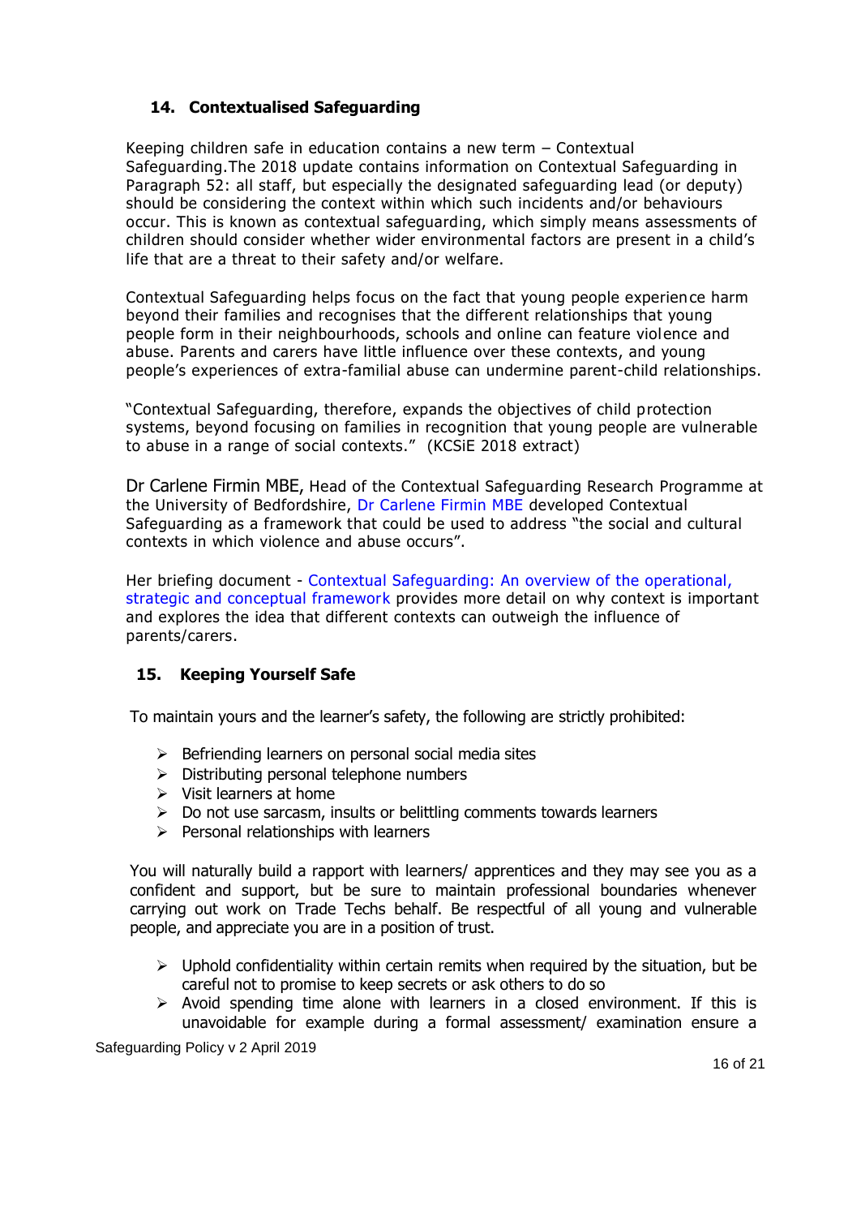## 14. Contextualised Safeguarding

Keeping children safe in education contains a new term – Contextual Safeguarding.The 2018 update contains information on Contextual Safeguarding in Paragraph 52: all staff, but especially the designated safeguarding lead (or deputy) should be considering the context within which such incidents and/or behaviours occur. This is known as contextual safeguarding, which simply means assessments of children should consider whether wider environmental factors are present in a child's life that are a threat to their safety and/or welfare.

Contextual Safeguarding helps focus on the fact that young people experience harm beyond their families and recognises that the different relationships that young people form in their neighbourhoods, schools and online can feature violence and abuse. Parents and carers have little influence over these contexts, and young people's experiences of extra-familial abuse can undermine parent-child relationships.

"Contextual Safeguarding, therefore, expands the objectives of child protection systems, beyond focusing on families in recognition that young people are vulnerable to abuse in a range of social contexts." (KCSiE 2018 extract)

Dr Carlene Firmin MBE, Head of the Contextual Safeguarding Research Programme at the University of Bedfordshire, Dr Carlene Firmin MBE developed Contextual Safeguarding as a framework that could be used to address "the social and cultural contexts in which violence and abuse occurs".

Her briefing document - Contextual Safeguarding: An overview of the operational, strategic and conceptual framework provides more detail on why context is important and explores the idea that different contexts can outweigh the influence of parents/carers.

## 15. Keeping Yourself Safe

To maintain yours and the learner's safety, the following are strictly prohibited:

- Befriending learners on personal social media sites
- Distributing personal telephone numbers
- Visit learners at home
- Do not use sarcasm, insults or belittling comments towards learners
- Personal relationships with learners

You will naturally build a rapport with learners/ apprentices and they may see you as a confident and support, but be sure to maintain professional boundaries whenever carrying out work on Trade Techs behalf. Be respectful of all young and vulnerable people, and appreciate you are in a position of trust.

- Uphold confidentiality within certain remits when required by the situation, but be careful not to promise to keep secrets or ask others to do so
- Avoid spending time alone with learners in a closed environment. If this is unavoidable for example during a formal assessment/ examination ensure a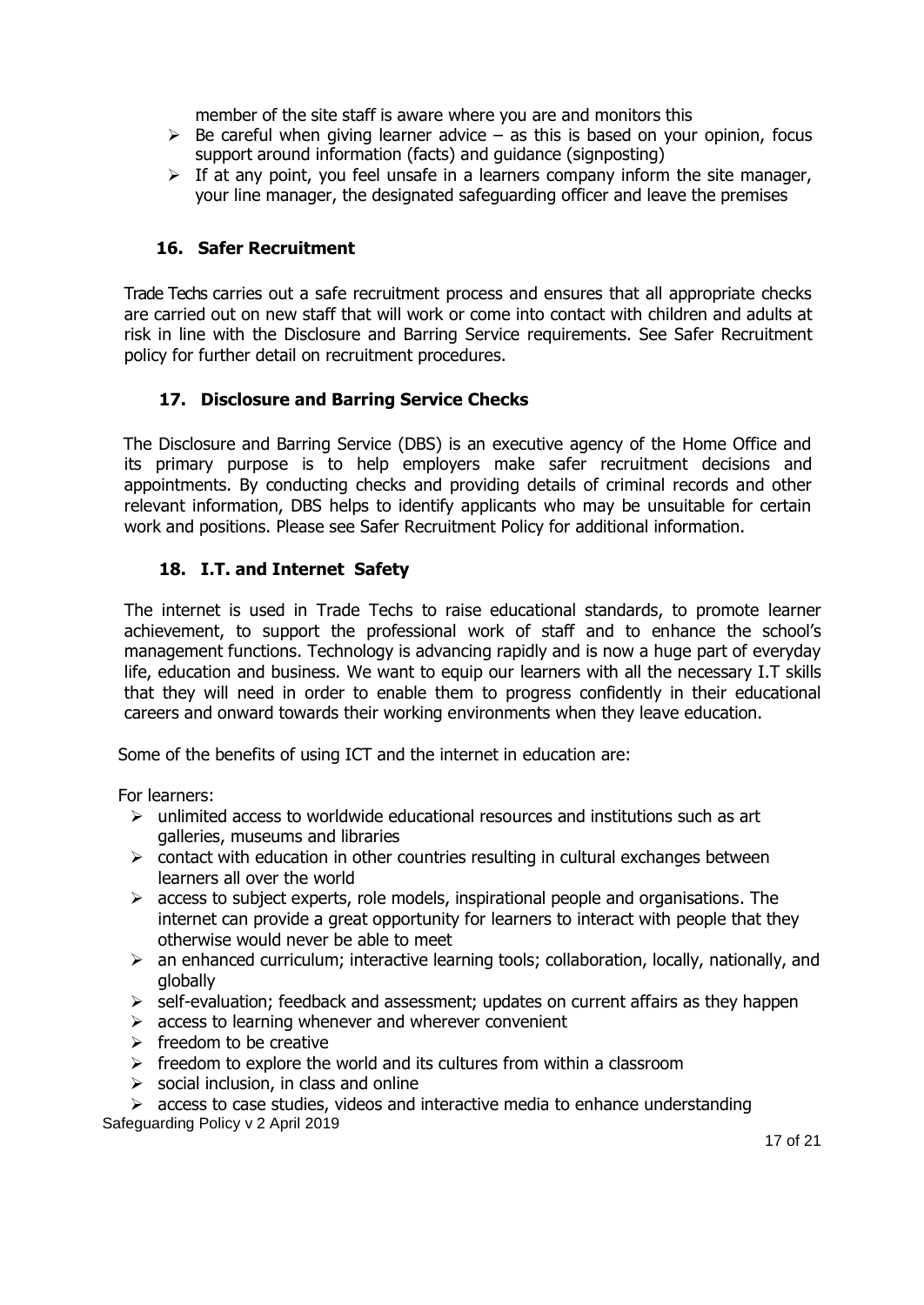member of the site staff is aware where you are and monitors this

- Be careful when giving learner advice – as this is based on your opinion, focus support around information (facts) and guidance (signposting)
- If at any point, you feel unsafe in a learners company inform the site manager, your line manager, the designated safeguarding officer and leave the premises

## 16. Safer Recruitment

Trade Techs carries out a safe recruitment process and ensures that all appropriate checks are carried out on new staff that will work or come into contact with children and adults at risk in line with the Disclosure and Barring Service requirements. See Safer Recruitment policy for further detail on recruitment procedures.

## 17. Disclosure and Barring Service Checks

The Disclosure and Barring Service (DBS) is an executive agency of the Home Office and its primary purpose is to help employers make safer recruitment decisions and appointments. By conducting checks and providing details of criminal records and other relevant information, DBS helps to identify applicants who may be unsuitable for certain work and positions. Please see Safer Recruitment Policy for additional information.

## 18. I.T. and Internet Safety

The internet is used in Trade Techs to raise educational standards, to promote learner achievement, to support the professional work of staff and to enhance the school's management functions. Technology is advancing rapidly and is now a huge part of everyday life, education and business. We want to equip our learners with all the necessary I.T skills that they will need in order to enable them to progress confidently in their educational careers and onward towards their working environments when they leave education.

Some of the benefits of using ICT and the internet in education are:

For learners:

- unlimited access to worldwide educational resources and institutions such as art galleries, museums and libraries
- contact with education in other countries resulting in cultural exchanges between learners all over the world
- access to subject experts, role models, inspirational people and organisations. The internet can provide a great opportunity for learners to interact with people that they otherwise would never be able to meet
- an enhanced curriculum; interactive learning tools; collaboration, locally, nationally, and globally
- self-evaluation; feedback and assessment; updates on current affairs as they happen
- access to learning whenever and wherever convenient
- freedom to be creative
- freedom to explore the world and its cultures from within a classroom
- social inclusion, in class and online
- access to case studies, videos and interactive media to enhance understanding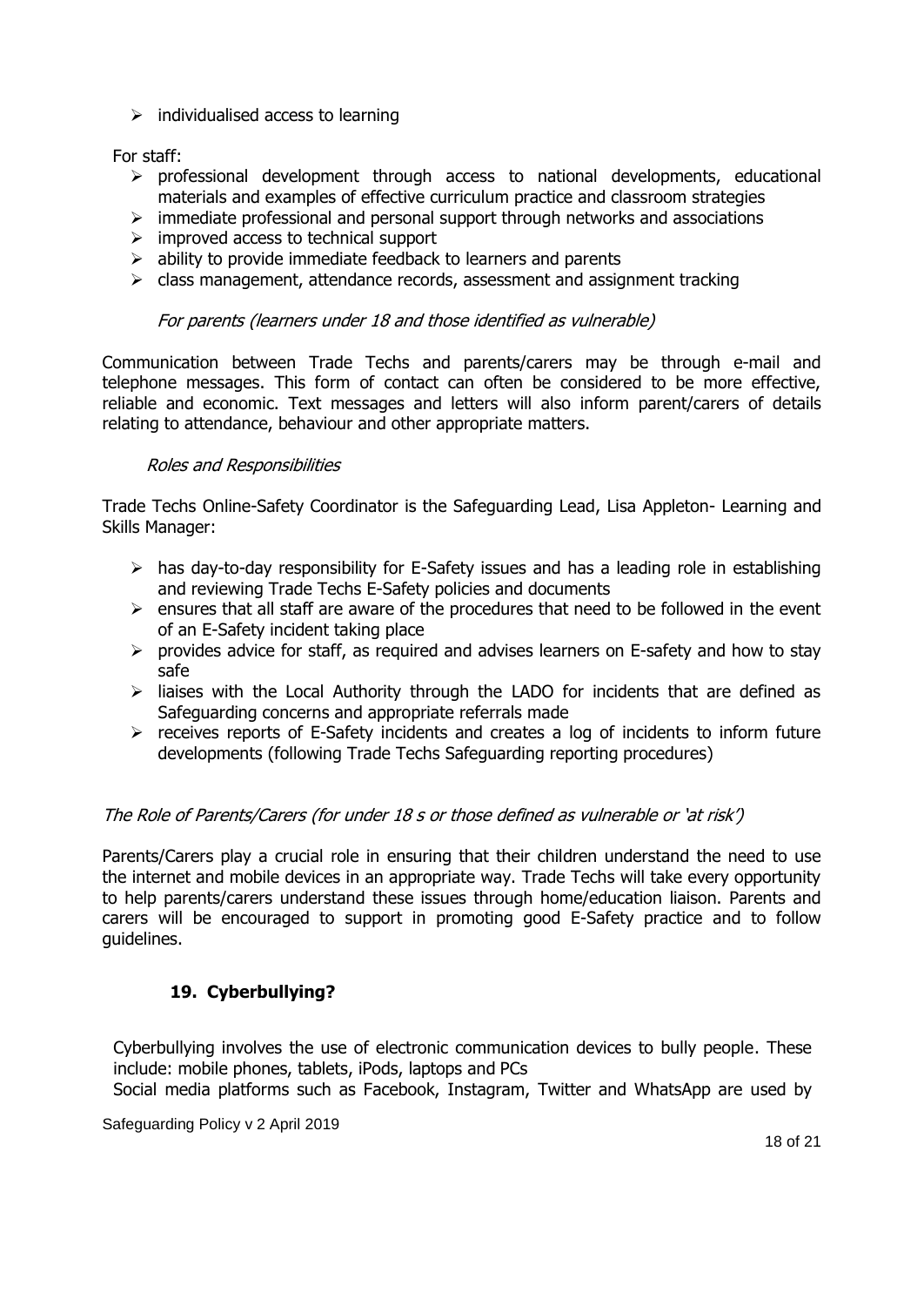- individualised access to learning

For staff:

- professional development through access to national developments, educational materials and examples of effective curriculum practice and classroom strategies
- immediate professional and personal support through networks and associations
- improved access to technical support
- ability to provide immediate feedback to learners and parents
- class management, attendance records, assessment and assignment tracking

*For parents (learners under 18 and those identified as vulnerable)*

Communication between Trade Techs and parents/carers may be through e-mail and telephone messages. This form of contact can often be considered to be more effective, reliable and economic. Text messages and letters will also inform parent/carers of details relating to attendance, behaviour and other appropriate matters.

*Roles and Responsibilities*

Trade Techs Online-Safety Coordinator is the Safeguarding Lead, Lisa Appleton- Learning and Skills Manager:

- has day-to-day responsibility for E-Safety issues and has a leading role in establishing and reviewing Trade Techs E-Safety policies and documents
- ensures that all staff are aware of the procedures that need to be followed in the event of an E-Safety incident taking place
- provides advice for staff, as required and advises learners on E-safety and how to stay safe
- liaises with the Local Authority through the LADO for incidents that are defined as Safeguarding concerns and appropriate referrals made
- receives reports of E-Safety incidents and creates a log of incidents to inform future developments (following Trade Techs Safeguarding reporting procedures)

*The Role of Parents/Carers (for under 18 s or those defined as vulnerable or 'at risk')*

Parents/Carers play a crucial role in ensuring that their children understand the need to use the internet and mobile devices in an appropriate way. Trade Techs will take every opportunity to help parents/carers understand these issues through home/education liaison. Parents and carers will be encouraged to support in promoting good E-Safety practice and to follow guidelines.

## 19. Cyberbullying?

Cyberbullying involves the use of electronic communication devices to bully people. These include: mobile phones, tablets, iPods, laptops and PCs

Social media platforms such as Facebook, Instagram, Twitter and WhatsApp are used by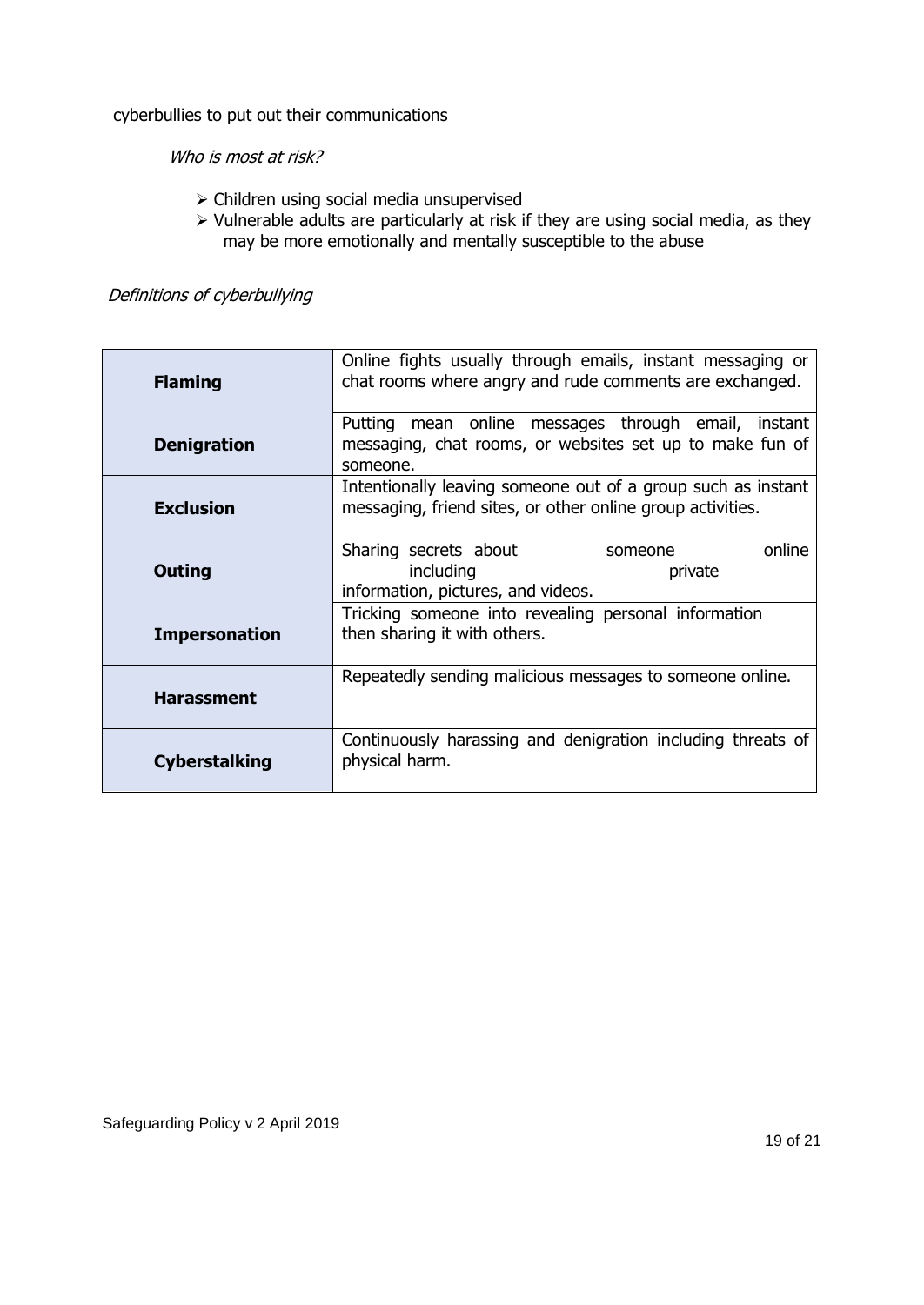cyberbullies to put out their communications

*Who is most at risk?*

- Children using social media unsupervised
- Vulnerable adults are particularly at risk if they are using social media, as they may be more emotionally and mentally susceptible to the abuse

*Definitions of cyberbullying*

| | |
|---|---|
| **Flaming** | Online fights usually through emails, instant messaging or chat rooms where angry and rude comments are exchanged. |
| **Denigration** | Putting mean online messages through email, instant messaging, chat rooms, or websites set up to make fun of someone. |
| **Exclusion** | Intentionally leaving someone out of a group such as instant messaging, friend sites, or other online group activities. |
| **Outing** | Sharing secrets about someone online including private information, pictures, and videos. |
| **Impersonation** | Tricking someone into revealing personal information then sharing it with others. |
| **Harassment** | Repeatedly sending malicious messages to someone online. |
| **Cyberstalking** | Continuously harassing and denigration including threats of physical harm. |

Safeguarding Policy v 2 April 2019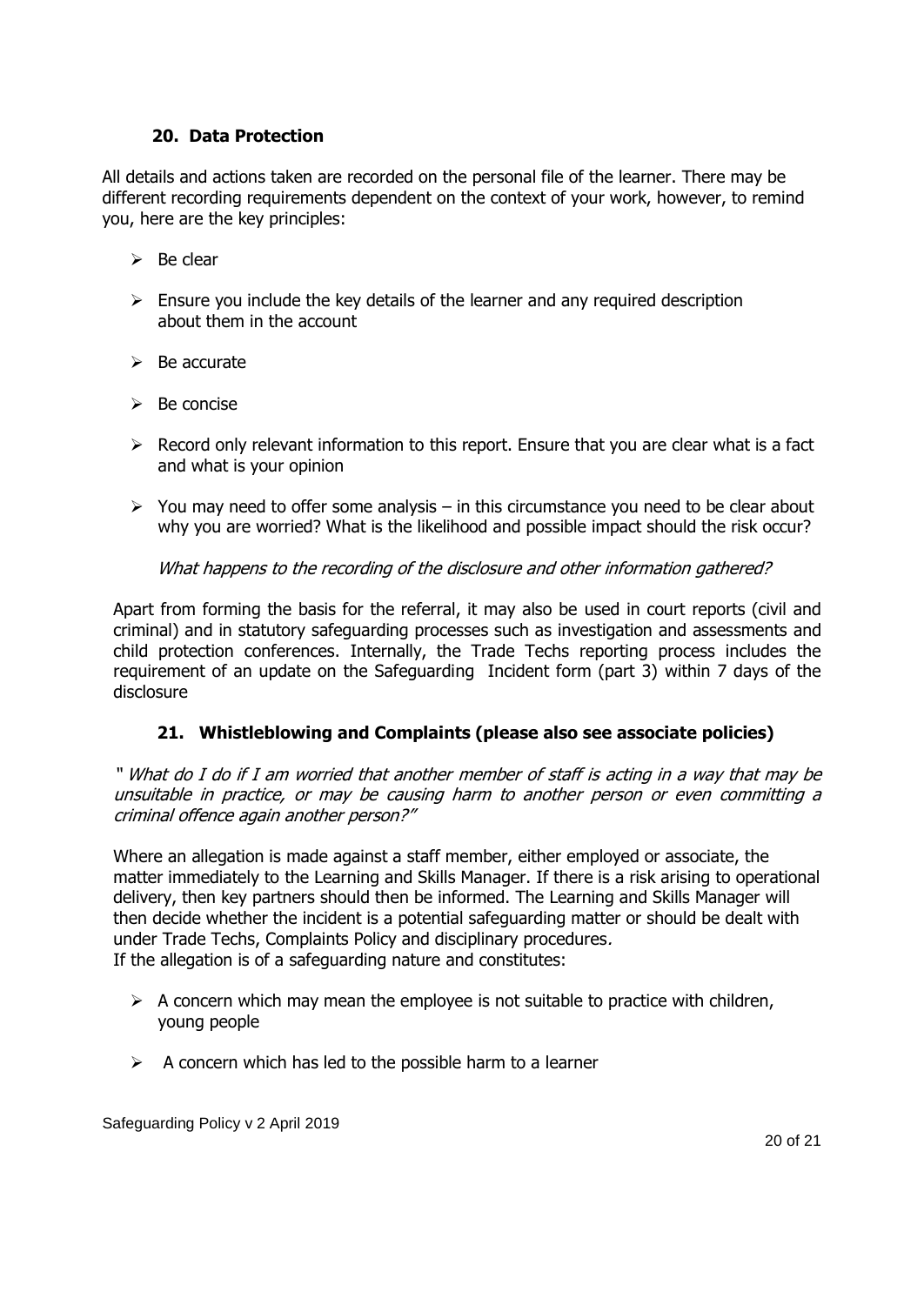## 20. Data Protection

All details and actions taken are recorded on the personal file of the learner. There may be different recording requirements dependent on the context of your work, however, to remind you, here are the key principles:

- Be clear
- Ensure you include the key details of the learner and any required description about them in the account
- Be accurate
- Be concise
- Record only relevant information to this report. Ensure that you are clear what is a fact and what is your opinion
- You may need to offer some analysis – in this circumstance you need to be clear about why you are worried? What is the likelihood and possible impact should the risk occur?

*What happens to the recording of the disclosure and other information gathered?*

Apart from forming the basis for the referral, it may also be used in court reports (civil and criminal) and in statutory safeguarding processes such as investigation and assessments and child protection conferences. Internally, the Trade Techs reporting process includes the requirement of an update on the Safeguarding Incident form (part 3) within 7 days of the disclosure

## 21. Whistleblowing and Complaints (please also see associate policies)

*" What do I do if I am worried that another member of staff is acting in a way that may be unsuitable in practice, or may be causing harm to another person or even committing a criminal offence again another person?"*

Where an allegation is made against a staff member, either employed or associate, the matter immediately to the Learning and Skills Manager. If there is a risk arising to operational delivery, then key partners should then be informed. The Learning and Skills Manager will then decide whether the incident is a potential safeguarding matter or should be dealt with under Trade Techs, Complaints Policy and disciplinary procedures.
If the allegation is of a safeguarding nature and constitutes:

- A concern which may mean the employee is not suitable to practice with children, young people
- A concern which has led to the possible harm to a learner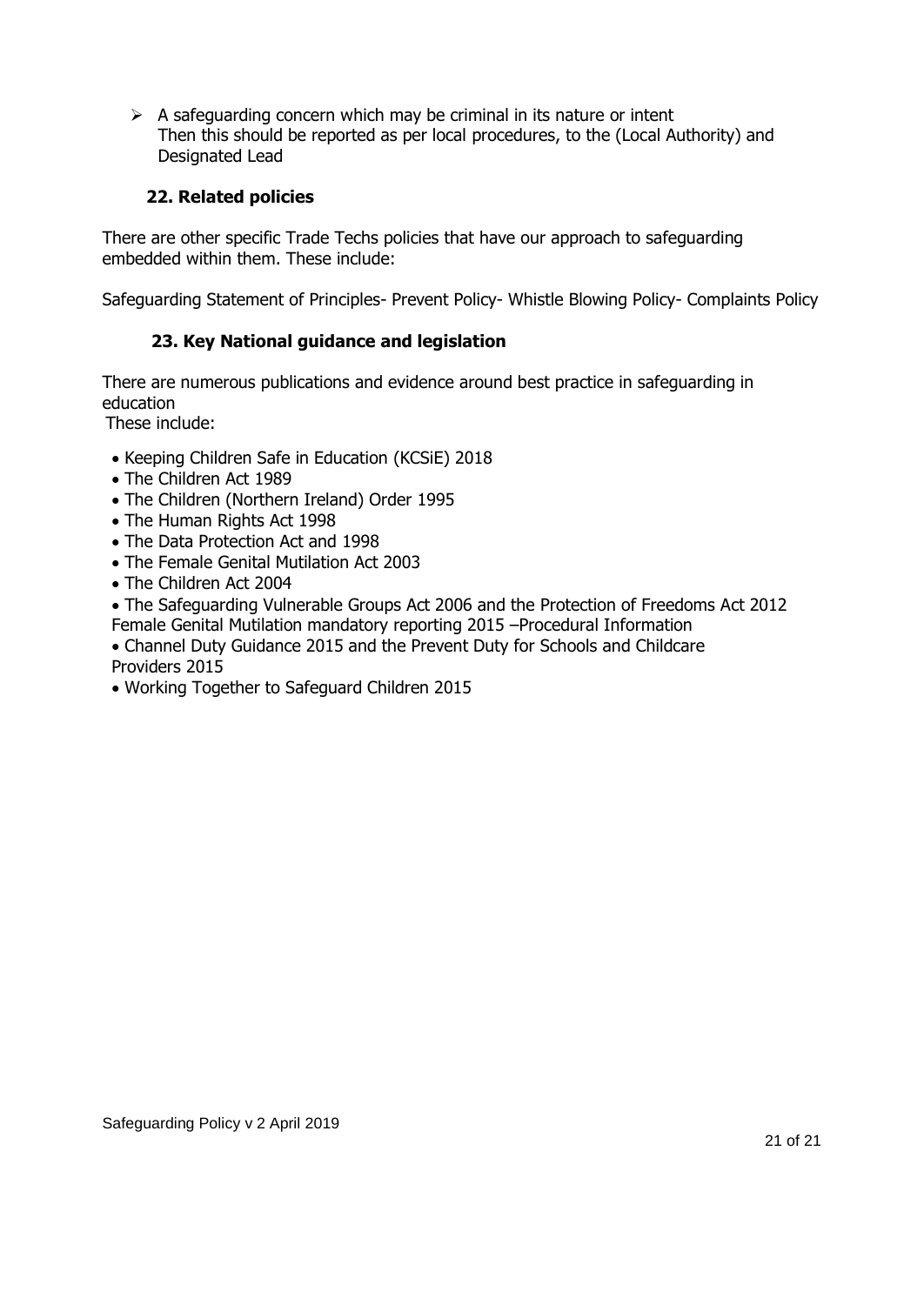- A safeguarding concern which may be criminal in its nature or intent
  Then this should be reported as per local procedures, to the (Local Authority) and Designated Lead

### 22. Related policies

There are other specific Trade Techs policies that have our approach to safeguarding embedded within them. These include:

Safeguarding Statement of Principles- Prevent Policy- Whistle Blowing Policy- Complaints Policy

### 23. Key National guidance and legislation

There are numerous publications and evidence around best practice in safeguarding in education
These include:

- Keeping Children Safe in Education (KCSiE) 2018
- The Children Act 1989
- The Children (Northern Ireland) Order 1995
- The Human Rights Act 1998
- The Data Protection Act and 1998
- The Female Genital Mutilation Act 2003
- The Children Act 2004
- The Safeguarding Vulnerable Groups Act 2006 and the Protection of Freedoms Act 2012
  Female Genital Mutilation mandatory reporting 2015 –Procedural Information
- Channel Duty Guidance 2015 and the Prevent Duty for Schools and Childcare Providers 2015
- Working Together to Safeguard Children 2015